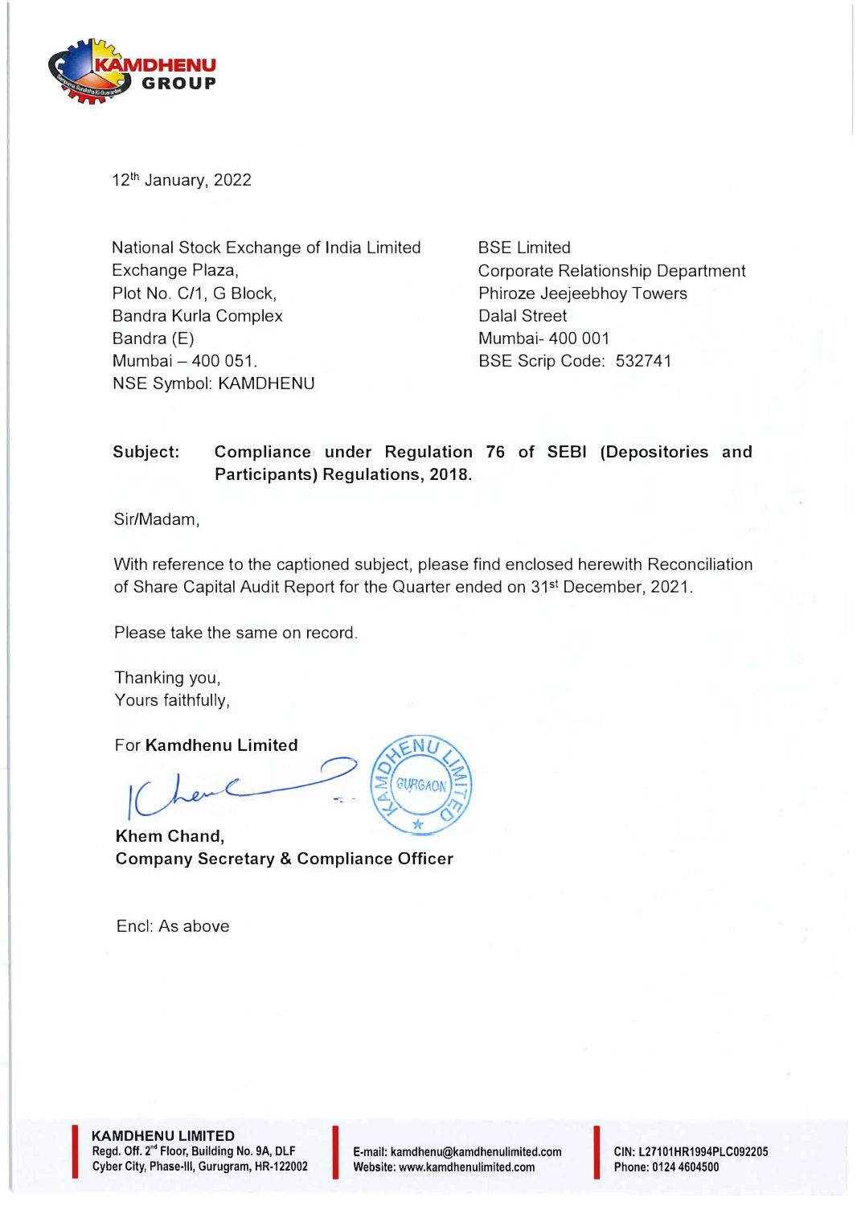12th January, 2022

National Stock Exchange of India Limited
Exchange Plaza,
Plot No. C/1, G Block,
Bandra Kurla Complex
Bandra (E)
Mumbai – 400 051.
NSE Symbol: KAMDHENU

BSE Limited
Corporate Relationship Department
Phiroze Jeejeebhoy Towers
Dalal Street
Mumbai- 400 001
BSE Scrip Code: 532741

**Subject: Compliance under Regulation 76 of SEBI (Depositories and Participants) Regulations, 2018.**

Sir/Madam,

With reference to the captioned subject, please find enclosed herewith Reconciliation of Share Capital Audit Report for the Quarter ended on 31st December, 2021.

Please take the same on record.

Thanking you,
Yours faithfully,

For **Kamdhenu Limited**

**Khem Chand,**
**Company Secretary & Compliance Officer**

Encl: As above

**KAMDHENU LIMITED**
Regd. Off. 2nd Floor, Building No. 9A, DLF Cyber City, Phase-III, Gurugram, HR-122002
E-mail: kamdhenu@kamdhenulimited.com
Website: www.kamdhenulimited.com
CIN: L27101HR1994PLC092205
Phone: 0124 4604500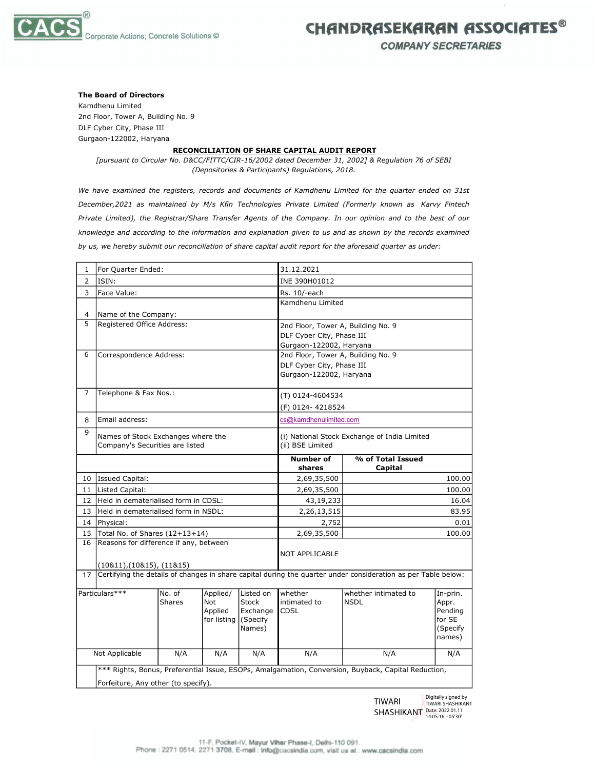**The Board of Directors**
Kamdhenu Limited
2nd Floor, Tower A, Building No. 9
DLF Cyber City, Phase III
Gurgaon-122002, Haryana

**RECONCILIATION OF SHARE CAPITAL AUDIT REPORT**

*[pursuant to Circular No. D&CC/FITTC/CIR-16/2002 dated December 31, 2002] & Regulation 76 of SEBI (Depositories & Participants) Regulations, 2018.*

*We have examined the registers, records and documents of Kamdhenu Limited for the quarter ended on 31st December,2021 as maintained by M/s Kfin Technologies Private Limited (Formerly known as Karvy Fintech Private Limited), the Registrar/Share Transfer Agents of the Company. In our opinion and to the best of our knowledge and according to the information and explanation given to us and as shown by the records examined by us, we hereby submit our reconciliation of share capital audit report for the aforesaid quarter as under:*

| | | | |
|---|---|---|---|
| 1 | For Quarter Ended: | 31.12.2021 | |
| 2 | ISIN: | INE 390H01012 | |
| 3 | Face Value: | Rs. 10/-each | |
| 4 | Name of the Company: | Kamdhenu Limited | |
| 5 | Registered Office Address: | 2nd Floor, Tower A, Building No. 9 DLF Cyber City, Phase III Gurgaon-122002, Haryana | |
| 6 | Correspondence Address: | 2nd Floor, Tower A, Building No. 9 DLF Cyber City, Phase III Gurgaon-122002, Haryana | |
| 7 | Telephone & Fax Nos.: | (T) 0124-4604534 (F) 0124- 4218524 | |
| 8 | Email address: | cs@kamdhenulimited.com | |
| 9 | Names of Stock Exchanges where the Company's Securities are listed | (i) National Stock Exchange of India Limited (ii) BSE Limited | |
| | | **Number of shares** | **% of Total Issued Capital** |
| 10 | Issued Capital: | 2,69,35,500 | 100.00 |
| 11 | Listed Capital: | 2,69,35,500 | 100.00 |
| 12 | Held in dematerialised form in CDSL: | 43,19,233 | 16.04 |
| 13 | Held in dematerialised form in NSDL: | 2,26,13,515 | 83.95 |
| 14 | Physical: | 2,752 | 0.01 |
| 15 | Total No. of Shares (12+13+14) | 2,69,35,500 | 100.00 |
| 16 | Reasons for difference if any, between (10&11),(10&15), (11&15) | NOT APPLICABLE | |
| 17 | Certifying the details of changes in share capital during the quarter under consideration as per Table below: | | |

| Particulars*** | No. of Shares | Applied/ Not Applied for listing | Listed on Stock Exchange (Specify Names) | whether intimated to CDSL | whether intimated to NSDL | In-prin. Appr. Pending for SE (Specify names) |
|---|---|---|---|---|---|---|
| Not Applicable | N/A | N/A | N/A | N/A | N/A | N/A |

*** Rights, Bonus, Preferential Issue, ESOPs, Amalgamation, Conversion, Buyback, Capital Reduction, Forfeiture, Any other (to specify).

TIWARI SHASHIKANT
Digitally signed by TIWARI SHASHIKANT
Date: 2022.01.11 14:05:16 +05'30'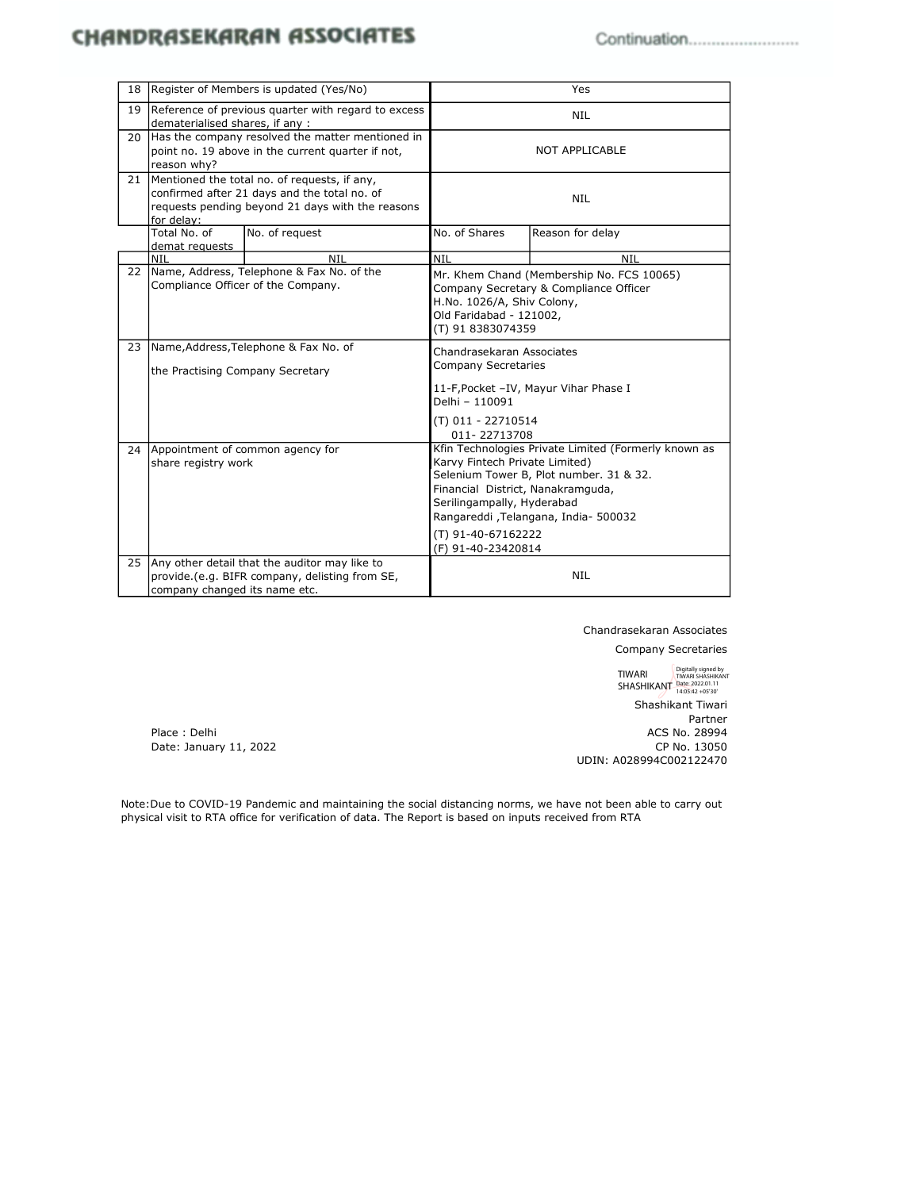| | | | | |
|---|---|---|---|---|
| 18 | Register of Members is updated (Yes/No) | | Yes | |
| 19 | Reference of previous quarter with regard to excess dematerialised shares, if any : | | NIL | |
| 20 | Has the company resolved the matter mentioned in point no. 19 above in the current quarter if not, reason why? | | NOT APPLICABLE | |
| 21 | Mentioned the total no. of requests, if any, confirmed after 21 days and the total no. of requests pending beyond 21 days with the reasons for delay: | | NIL | |
| | Total No. of demat requests | No. of request | No. of Shares | Reason for delay |
| | NIL | NIL | NIL | NIL |
| 22 | Name, Address, Telephone & Fax No. of the Compliance Officer of the Company. | | Mr. Khem Chand (Membership No. FCS 10065) Company Secretary & Compliance Officer H.No. 1026/A, Shiv Colony, Old Faridabad - 121002, (T) 91 8383074359 | |
| 23 | Name,Address,Telephone & Fax No. of the Practising Company Secretary | | Chandrasekaran Associates Company Secretaries 11-F,Pocket –IV, Mayur Vihar Phase I Delhi – 110091 (T) 011 - 22710514 011- 22713708 | |
| 24 | Appointment of common agency for share registry work | | Kfin Technologies Private Limited (Formerly known as Karvy Fintech Private Limited) Selenium Tower B, Plot number. 31 & 32. Financial District, Nanakramguda, Serilingampally, Hyderabad Rangareddi ,Telangana, India- 500032 (T) 91-40-67162222 (F) 91-40-23420814 | |
| 25 | Any other detail that the auditor may like to provide.(e.g. BIFR company, delisting from SE, company changed its name etc. | | NIL | |

Chandrasekaran Associates
Company Secretaries

TIWARI SHASHIKANT
Digitally signed by TIWARI SHASHIKANT
Date: 2022.01.11 14:05:42 +05'30'

Shashikant Tiwari
Partner
ACS No. 28994
CP No. 13050
UDIN: A028994C002122470

Place : Delhi
Date: January 11, 2022

Note:Due to COVID-19 Pandemic and maintaining the social distancing norms, we have not been able to carry out physical visit to RTA office for verification of data. The Report is based on inputs received from RTA